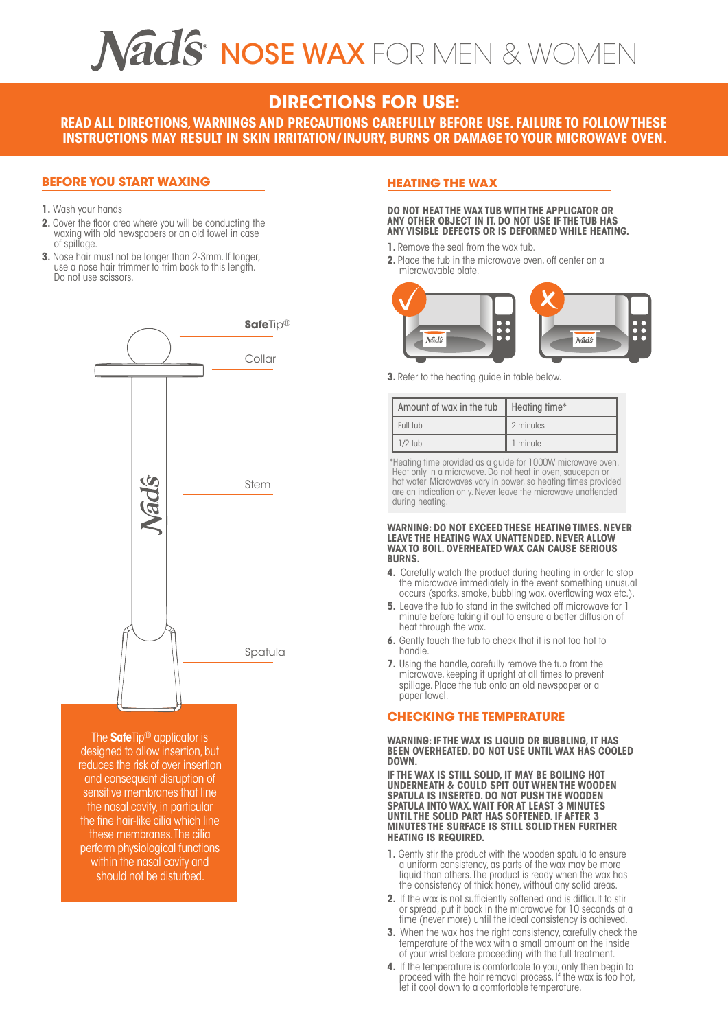# Nad's NOSE WAX FOR MEN & WOMEN

## DIRECTIONS FOR USE:

**READ ALL DIRECTIONS, WARNINGS AND PRECAUTIONS CAREFULLY BEFORE USE. FAILURE TO FOLLOW THESE INSTRUCTIONS MAY RESULT IN SKIN IRRITATION/INJURY, BURNS OR DAMAGE TO YOUR MICROWAVE OVEN.**

### BEFORE YOU START WAXING

1. Wash your hands
2. Cover the floor area where you will be conducting the waxing with old newspapers or an old towel in case of spillage.
3. Nose hair must not be longer than 2-3mm. If longer, use a nose hair trimmer to trim back to this length. Do not use scissors.

SafeTip®
Collar
Stem
Spatula

The **Safe**Tip® applicator is designed to allow insertion, but reduces the risk of over insertion and consequent disruption of sensitive membranes that line the nasal cavity, in particular the fine hair-like cilia which line these membranes. The cilia perform physiological functions within the nasal cavity and should not be disturbed.

### HEATING THE WAX

**DO NOT HEAT THE WAX TUB WITH THE APPLICATOR OR ANY OTHER OBJECT IN IT. DO NOT USE IF THE TUB HAS ANY VISIBLE DEFECTS OR IS DEFORMED WHILE HEATING.**

1. Remove the seal from the wax tub.
2. Place the tub in the microwave oven, off center on a microwavable plate.
3. Refer to the heating guide in table below.

| Amount of wax in the tub | Heating time* |
|---|---|
| Full tub | 2 minutes |
| 1/2 tub | 1 minute |

*Heating time provided as a guide for 1000W microwave oven. Heat only in a microwave. Do not heat in oven, saucepan or hot water. Microwaves vary in power, so heating times provided are an indication only. Never leave the microwave unattended during heating.

**WARNING: DO NOT EXCEED THESE HEATING TIMES. NEVER LEAVE THE HEATING WAX UNATTENDED. NEVER ALLOW WAX TO BOIL. OVERHEATED WAX CAN CAUSE SERIOUS BURNS.**

4. Carefully watch the product during heating in order to stop the microwave immediately in the event something unusual occurs (sparks, smoke, bubbling wax, overflowing wax etc.).
5. Leave the tub to stand in the switched off microwave for 1 minute before taking it out to ensure a better diffusion of heat through the wax.
6. Gently touch the tub to check that it is not too hot to handle.
7. Using the handle, carefully remove the tub from the microwave, keeping it upright at all times to prevent spillage. Place the tub onto an old newspaper or a paper towel.

### CHECKING THE TEMPERATURE

**WARNING: IF THE WAX IS LIQUID OR BUBBLING, IT HAS BEEN OVERHEATED. DO NOT USE UNTIL WAX HAS COOLED DOWN.**

**IF THE WAX IS STILL SOLID, IT MAY BE BOILING HOT UNDERNEATH & COULD SPIT OUT WHEN THE WOODEN SPATULA IS INSERTED. DO NOT PUSH THE WOODEN SPATULA INTO WAX. WAIT FOR AT LEAST 3 MINUTES UNTIL THE SOLID PART HAS SOFTENED. IF AFTER 3 MINUTES THE SURFACE IS STILL SOLID THEN FURTHER HEATING IS REQUIRED.**

1. Gently stir the product with the wooden spatula to ensure a uniform consistency, as parts of the wax may be more liquid than others. The product is ready when the wax has the consistency of thick honey, without any solid areas.
2. If the wax is not sufficiently softened and is difficult to stir or spread, put it back in the microwave for 10 seconds at a time (never more) until the ideal consistency is achieved.
3. When the wax has the right consistency, carefully check the temperature of the wax with a small amount on the inside of your wrist before proceeding with the full treatment.
4. If the temperature is comfortable to you, only then begin to proceed with the hair removal process. If the wax is too hot, let it cool down to a comfortable temperature.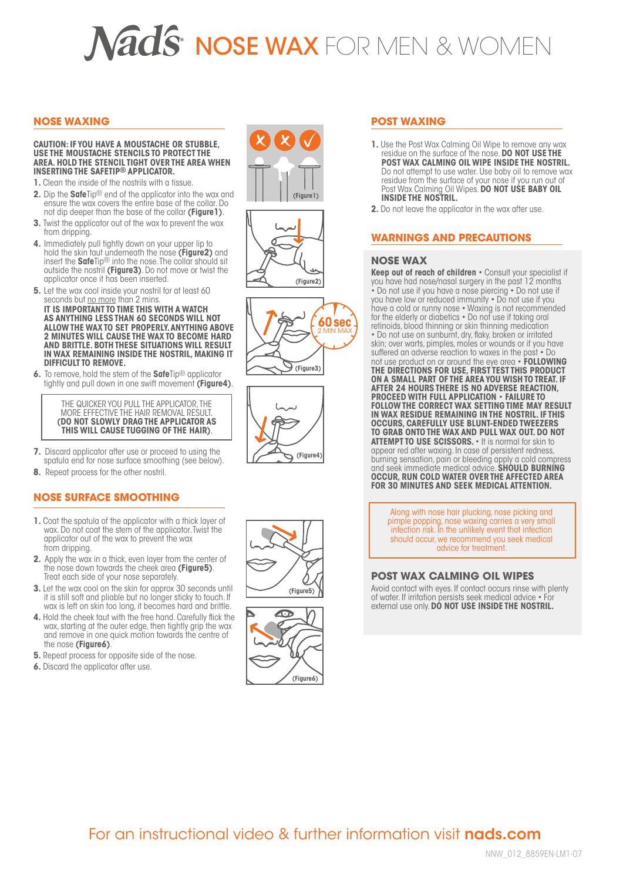# Nads NOSE WAX FOR MEN & WOMEN

## NOSE WAXING

**CAUTION: IF YOU HAVE A MOUSTACHE OR STUBBLE, USE THE MOUSTACHE STENCILS TO PROTECT THE AREA. HOLD THE STENCIL TIGHT OVER THE AREA WHEN INSERTING THE SAFETIP® APPLICATOR.**

1. Clean the inside of the nostrils with a tissue.
2. Dip the **Safe**Tip® end of the applicator into the wax and ensure the wax covers the entire base of the collar. Do not dip deeper than the base of the collar **(Figure1)**.
3. Twist the applicator out of the wax to prevent the wax from dripping.
4. Immediately pull tightly down on your upper lip to hold the skin taut underneath the nose **(Figure2)** and insert the **Safe**Tip® into the nose. The collar should sit outside the nostril **(Figure3)**. Do not move or twist the applicator once it has been inserted.
5. Let the wax cool inside your nostril for at least 60 seconds but no more than 2 mins.
   **IT IS IMPORTANT TO TIME THIS WITH A WATCH AS ANYTHING LESS THAN 60 SECONDS WILL NOT ALLOW THE WAX TO SET PROPERLY. ANYTHING ABOVE 2 MINUTES WILL CAUSE THE WAX TO BECOME HARD AND BRITTLE. BOTH THESE SITUATIONS WILL RESULT IN WAX REMAINING INSIDE THE NOSTRIL, MAKING IT DIFFICULT TO REMOVE.**
6. To remove, hold the stem of the **Safe**Tip® applicator tightly and pull down in one swift movement **(Figure4)**.

THE QUICKER YOU PULL THE APPLICATOR, THE MORE EFFECTIVE THE HAIR REMOVAL RESULT. **(DO NOT SLOWLY DRAG THE APPLICATOR AS THIS WILL CAUSE TUGGING OF THE HAIR)**.

7. Discard applicator after use or proceed to using the spatula end for nose surface smoothing (see below).
8. Repeat process for the other nostril.

(Figure1)

(Figure2)

60 sec
2 MIN MAX

(Figure3)

(Figure4)

## NOSE SURFACE SMOOTHING

1. Coat the spatula of the applicator with a thick layer of wax. Do not coat the stem of the applicator. Twist the applicator out of the wax to prevent the wax from dripping.
2. Apply the wax in a thick, even layer from the center of the nose down towards the cheek area **(Figure5)**. Treat each side of your nose separately.
3. Let the wax cool on the skin for approx 30 seconds until it is still soft and pliable but no longer sticky to touch. If wax is left on skin too long, it becomes hard and brittle.
4. Hold the cheek taut with the free hand. Carefully flick the wax, starting at the outer edge, then tightly grip the wax and remove in one quick motion towards the centre of the nose **(Figure6)**.
5. Repeat process for opposite side of the nose.
6. Discard the applicator after use.

(Figure5)

(Figure6)

## POST WAXING

1. Use the Post Wax Calming Oil Wipe to remove any wax residue on the surface of the nose. **DO NOT USE THE POST WAX CALMING OIL WIPE INSIDE THE NOSTRIL.** Do not attempt to use water. Use baby oil to remove wax residue from the surface of your nose if you run out of Post Wax Calming Oil Wipes. **DO NOT USE BABY OIL INSIDE THE NOSTRIL.**
2. Do not leave the applicator in the wax after use.

## WARNINGS AND PRECAUTIONS

### NOSE WAX

**Keep out of reach of children** • Consult your specialist if you have had nose/nasal surgery in the past 12 months • Do not use if you have a nose piercing • Do not use if you have low or reduced immunity • Do not use if you have a cold or runny nose • Waxing is not recommended for the elderly or diabetics • Do not use if taking oral retinoids, blood thinning or skin thinning medication • Do not use on sunburnt, dry, flaky, broken or irritated skin; over warts, pimples, moles or wounds or if you have suffered an adverse reaction to waxes in the past • Do not use product on or around the eye area • **FOLLOWING THE DIRECTIONS FOR USE, FIRST TEST THIS PRODUCT ON A SMALL PART OF THE AREA YOU WISH TO TREAT. IF AFTER 24 HOURS THERE IS NO ADVERSE REACTION, PROCEED WITH FULL APPLICATION • FAILURE TO FOLLOW THE CORRECT WAX SETTING TIME MAY RESULT IN WAX RESIDUE REMAINING IN THE NOSTRIL. IF THIS OCCURS, CAREFULLY USE BLUNT-ENDED TWEEZERS TO GRAB ONTO THE WAX AND PULL WAX OUT. DO NOT ATTEMPT TO USE SCISSORS.** • It is normal for skin to appear red after waxing. In case of persistent redness, burning sensation, pain or bleeding apply a cold compress and seek immediate medical advice. **SHOULD BURNING OCCUR, RUN COLD WATER OVER THE AFFECTED AREA FOR 30 MINUTES AND SEEK MEDICAL ATTENTION.**

Along with nose hair plucking, nose picking and pimple popping, nose waxing carries a very small infection risk. In the unlikely event that infection should occur, we recommend you seek medical advice for treatment.

### POST WAX CALMING OIL WIPES

Avoid contact with eyes. If contact occurs rinse with plenty of water. If irritation persists seek medical advice • For external use only. **DO NOT USE INSIDE THE NOSTRIL.**

For an instructional video & further information visit **nads.com**

NNW_012_8859EN-LM1-07